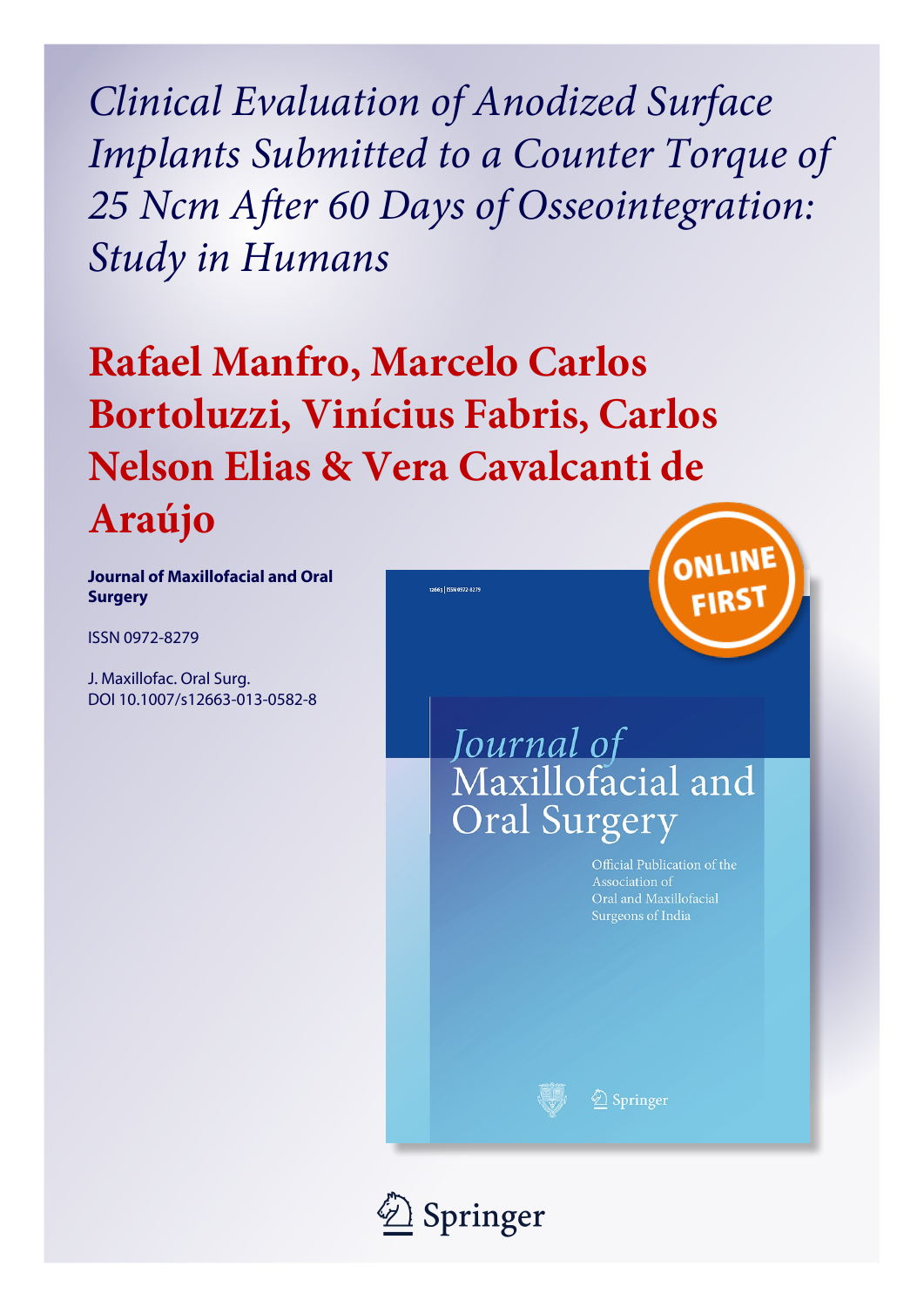# *Clinical Evaluation of Anodized Surface Implants Submitted to a Counter Torque of 25 Ncm After 60 Days of Osseointegration: Study in Humans*

## Rafael Manfro, Marcelo Carlos Bortoluzzi, Vinícius Fabris, Carlos Nelson Elias & Vera Cavalcanti de Araújo

**Journal of Maxillofacial and Oral Surgery**

ISSN 0972-8279

J. Maxillofac. Oral Surg.
DOI 10.1007/s12663-013-0582-8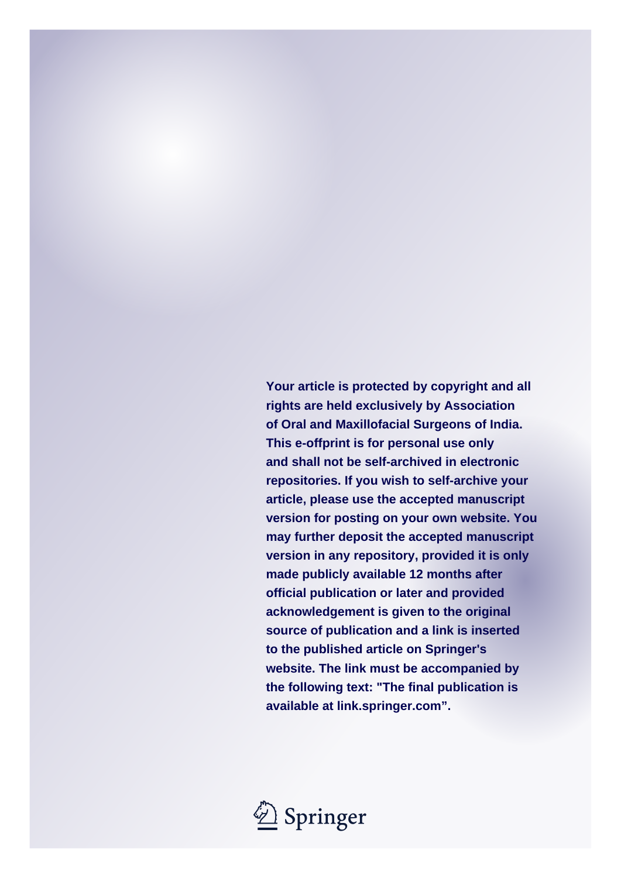Your article is protected by copyright and all rights are held exclusively by Association of Oral and Maxillofacial Surgeons of India. This e-offprint is for personal use only and shall not be self-archived in electronic repositories. If you wish to self-archive your article, please use the accepted manuscript version for posting on your own website. You may further deposit the accepted manuscript version in any repository, provided it is only made publicly available 12 months after official publication or later and provided acknowledgement is given to the original source of publication and a link is inserted to the published article on Springer's website. The link must be accompanied by the following text: "The final publication is available at link.springer.com".

Springer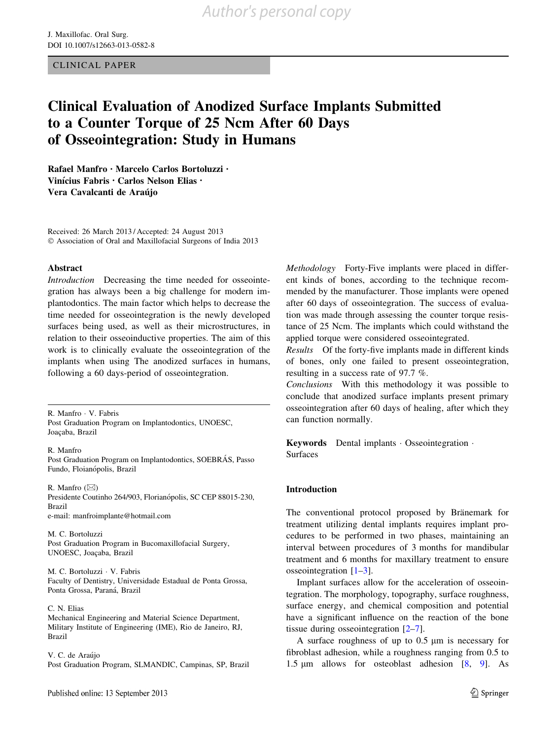Author's personal copy

CLINICAL PAPER

# Clinical Evaluation of Anodized Surface Implants Submitted to a Counter Torque of 25 Ncm After 60 Days of Osseointegration: Study in Humans

**Rafael Manfro · Marcelo Carlos Bortoluzzi · Vinícius Fabris · Carlos Nelson Elias · Vera Cavalcanti de Araújo**

Received: 26 March 2013 / Accepted: 24 August 2013
© Association of Oral and Maxillofacial Surgeons of India 2013

## Abstract

*Introduction* Decreasing the time needed for osseointegration has always been a big challenge for modern implantodontics. The main factor which helps to decrease the time needed for osseointegration is the newly developed surfaces being used, as well as their microstructures, in relation to their osseoinductive properties. The aim of this work is to clinically evaluate the osseointegration of the implants when using The anodized surfaces in humans, following a 60 days-period of osseointegration.

*Methodology* Forty-Five implants were placed in different kinds of bones, according to the technique recommended by the manufacturer. Those implants were opened after 60 days of osseointegration. The success of evaluation was made through assessing the counter torque resistance of 25 Ncm. The implants which could withstand the applied torque were considered osseointegrated.

*Results* Of the forty-five implants made in different kinds of bones, only one failed to present osseointegration, resulting in a success rate of 97.7 %.

*Conclusions* With this methodology it was possible to conclude that anodized surface implants present primary osseointegration after 60 days of healing, after which they can function normally.

**Keywords** Dental implants · Osseointegration · Surfaces

R. Manfro · V. Fabris
Post Graduation Program on Implantodontics, UNOESC, Joaçaba, Brazil

R. Manfro
Post Graduation Program on Implantodontics, SOEBRÁS, Passo Fundo, Floianópolis, Brazil

R. Manfro (✉)
Presidente Coutinho 264/903, Florianópolis, SC CEP 88015-230, Brazil
e-mail: manfroimplante@hotmail.com

M. C. Bortoluzzi
Post Graduation Program in Bucomaxillofacial Surgery, UNOESC, Joaçaba, Brazil

M. C. Bortoluzzi · V. Fabris
Faculty of Dentistry, Universidade Estadual de Ponta Grossa, Ponta Grossa, Paraná, Brazil

C. N. Elias
Mechanical Engineering and Material Science Department, Military Institute of Engineering (IME), Rio de Janeiro, RJ, Brazil

V. C. de Araújo
Post Graduation Program, SLMANDIC, Campinas, SP, Brazil

## Introduction

The conventional protocol proposed by Bränemark for treatment utilizing dental implants requires implant procedures to be performed in two phases, maintaining an interval between procedures of 3 months for mandibular treatment and 6 months for maxillary treatment to ensure osseointegration [1–3].

Implant surfaces allow for the acceleration of osseointegration. The morphology, topography, surface roughness, surface energy, and chemical composition and potential have a significant influence on the reaction of the bone tissue during osseointegration [2–7].

A surface roughness of up to 0.5 μm is necessary for fibroblast adhesion, while a roughness ranging from 0.5 to 1.5 μm allows for osteoblast adhesion [8, 9]. As

Published online: 13 September 2013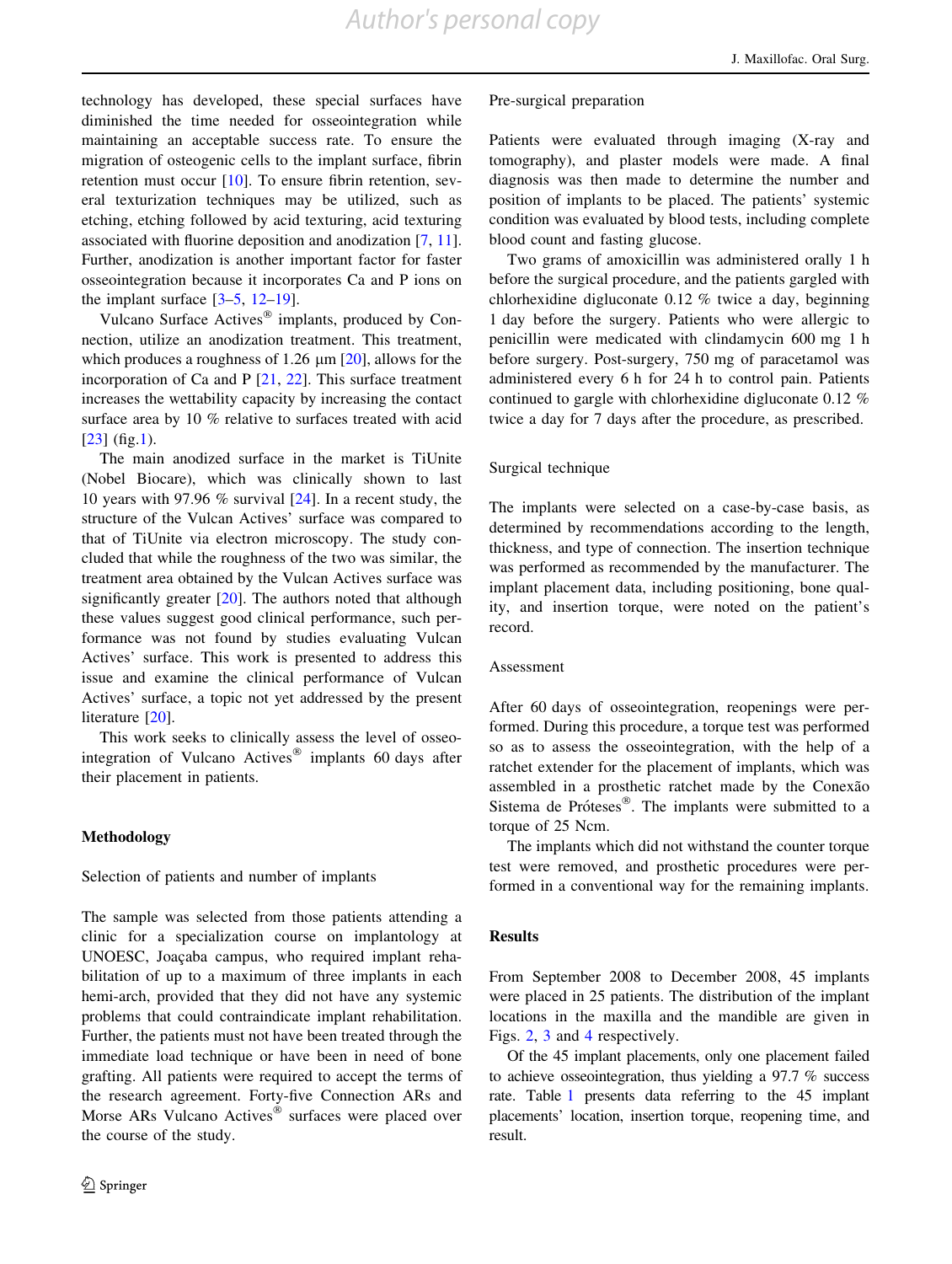technology has developed, these special surfaces have diminished the time needed for osseointegration while maintaining an acceptable success rate. To ensure the migration of osteogenic cells to the implant surface, fibrin retention must occur [10]. To ensure fibrin retention, several texturization techniques may be utilized, such as etching, etching followed by acid texturing, acid texturing associated with fluorine deposition and anodization [7, 11]. Further, anodization is another important factor for faster osseointegration because it incorporates Ca and P ions on the implant surface [3–5, 12–19].

Vulcano Surface Actives® implants, produced by Connection, utilize an anodization treatment. This treatment, which produces a roughness of 1.26 μm [20], allows for the incorporation of Ca and P [21, 22]. This surface treatment increases the wettability capacity by increasing the contact surface area by 10 % relative to surfaces treated with acid [23] (fig.1).

The main anodized surface in the market is TiUnite (Nobel Biocare), which was clinically shown to last 10 years with 97.96 % survival [24]. In a recent study, the structure of the Vulcan Actives' surface was compared to that of TiUnite via electron microscopy. The study concluded that while the roughness of the two was similar, the treatment area obtained by the Vulcan Actives surface was significantly greater [20]. The authors noted that although these values suggest good clinical performance, such performance was not found by studies evaluating Vulcan Actives' surface. This work is presented to address this issue and examine the clinical performance of Vulcan Actives' surface, a topic not yet addressed by the present literature [20].

This work seeks to clinically assess the level of osseointegration of Vulcano Actives® implants 60 days after their placement in patients.

## Methodology

### Selection of patients and number of implants

The sample was selected from those patients attending a clinic for a specialization course on implantology at UNOESC, Joaçaba campus, who required implant rehabilitation of up to a maximum of three implants in each hemi-arch, provided that they did not have any systemic problems that could contraindicate implant rehabilitation. Further, the patients must not have been treated through the immediate load technique or have been in need of bone grafting. All patients were required to accept the terms of the research agreement. Forty-five Connection ARs and Morse ARs Vulcano Actives® surfaces were placed over the course of the study.

### Pre-surgical preparation

Patients were evaluated through imaging (X-ray and tomography), and plaster models were made. A final diagnosis was then made to determine the number and position of implants to be placed. The patients' systemic condition was evaluated by blood tests, including complete blood count and fasting glucose.

Two grams of amoxicillin was administered orally 1 h before the surgical procedure, and the patients gargled with chlorhexidine digluconate 0.12 % twice a day, beginning 1 day before the surgery. Patients who were allergic to penicillin were medicated with clindamycin 600 mg 1 h before surgery. Post-surgery, 750 mg of paracetamol was administered every 6 h for 24 h to control pain. Patients continued to gargle with chlorhexidine digluconate 0.12 % twice a day for 7 days after the procedure, as prescribed.

### Surgical technique

The implants were selected on a case-by-case basis, as determined by recommendations according to the length, thickness, and type of connection. The insertion technique was performed as recommended by the manufacturer. The implant placement data, including positioning, bone quality, and insertion torque, were noted on the patient's record.

### Assessment

After 60 days of osseointegration, reopenings were performed. During this procedure, a torque test was performed so as to assess the osseointegration, with the help of a ratchet extender for the placement of implants, which was assembled in a prosthetic ratchet made by the Conexão Sistema de Próteses®. The implants were submitted to a torque of 25 Ncm.

The implants which did not withstand the counter torque test were removed, and prosthetic procedures were performed in a conventional way for the remaining implants.

## Results

From September 2008 to December 2008, 45 implants were placed in 25 patients. The distribution of the implant locations in the maxilla and the mandible are given in Figs. 2, 3 and 4 respectively.

Of the 45 implant placements, only one placement failed to achieve osseointegration, thus yielding a 97.7 % success rate. Table 1 presents data referring to the 45 implant placements' location, insertion torque, reopening time, and result.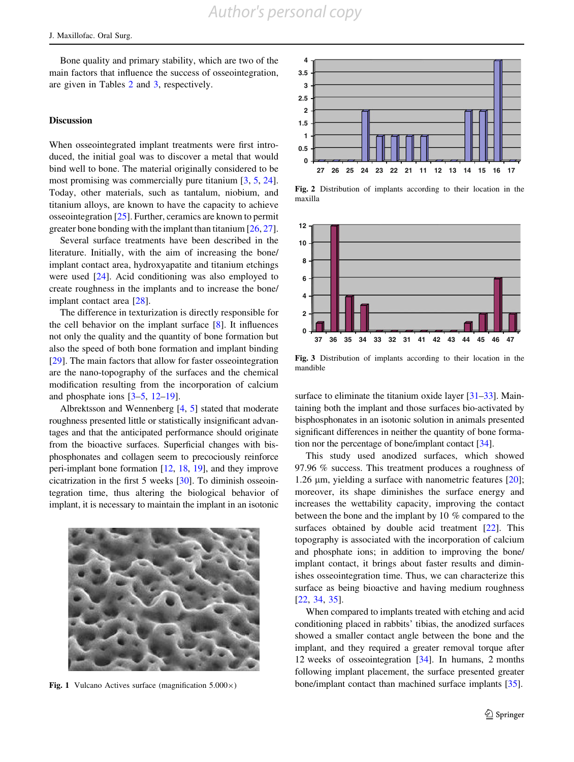Bone quality and primary stability, which are two of the main factors that influence the success of osseointegration, are given in Tables 2 and 3, respectively.

## Discussion

When osseointegrated implant treatments were first introduced, the initial goal was to discover a metal that would bind well to bone. The material originally considered to be most promising was commercially pure titanium [3, 5, 24]. Today, other materials, such as tantalum, niobium, and titanium alloys, are known to have the capacity to achieve osseointegration [25]. Further, ceramics are known to permit greater bone bonding with the implant than titanium [26, 27].

Several surface treatments have been described in the literature. Initially, with the aim of increasing the bone/implant contact area, hydroxyapatite and titanium etchings were used [24]. Acid conditioning was also employed to create roughness in the implants and to increase the bone/implant contact area [28].

The difference in texturization is directly responsible for the cell behavior on the implant surface [8]. It influences not only the quality and the quantity of bone formation but also the speed of both bone formation and implant binding [29]. The main factors that allow for faster osseointegration are the nano-topography of the surfaces and the chemical modification resulting from the incorporation of calcium and phosphate ions [3–5, 12–19].

Albrektsson and Wennenberg [4, 5] stated that moderate roughness presented little or statistically insignificant advantages and that the anticipated performance should originate from the bioactive surfaces. Superficial changes with bisphosphonates and collagen seem to precociously reinforce peri-implant bone formation [12, 18, 19], and they improve cicatrization in the first 5 weeks [30]. To diminish osseointegration time, thus altering the biological behavior of implant, it is necessary to maintain the implant in an isotonic surface to eliminate the titanium oxide layer [31–33]. Maintaining both the implant and those surfaces bio-activated by bisphosphonates in an isotonic solution in animals presented significant differences in neither the quantity of bone formation nor the percentage of bone/implant contact [34].

Fig. 1 Vulcano Actives surface (magnification 5.000×)

Fig. 2 Distribution of implants according to their location in the maxilla

Fig. 3 Distribution of implants according to their location in the mandible

This study used anodized surfaces, which showed 97.96 % success. This treatment produces a roughness of 1.26 μm, yielding a surface with nanometric features [20]; moreover, its shape diminishes the surface energy and increases the wettability capacity, improving the contact between the bone and the implant by 10 % compared to the surfaces obtained by double acid treatment [22]. This topography is associated with the incorporation of calcium and phosphate ions; in addition to improving the bone/implant contact, it brings about faster results and diminishes osseointegration time. Thus, we can characterize this surface as being bioactive and having medium roughness [22, 34, 35].

When compared to implants treated with etching and acid conditioning placed in rabbits' tibias, the anodized surfaces showed a smaller contact angle between the bone and the implant, and they required a greater removal torque after 12 weeks of osseointegration [34]. In humans, 2 months following implant placement, the surface presented greater bone/implant contact than machined surface implants [35].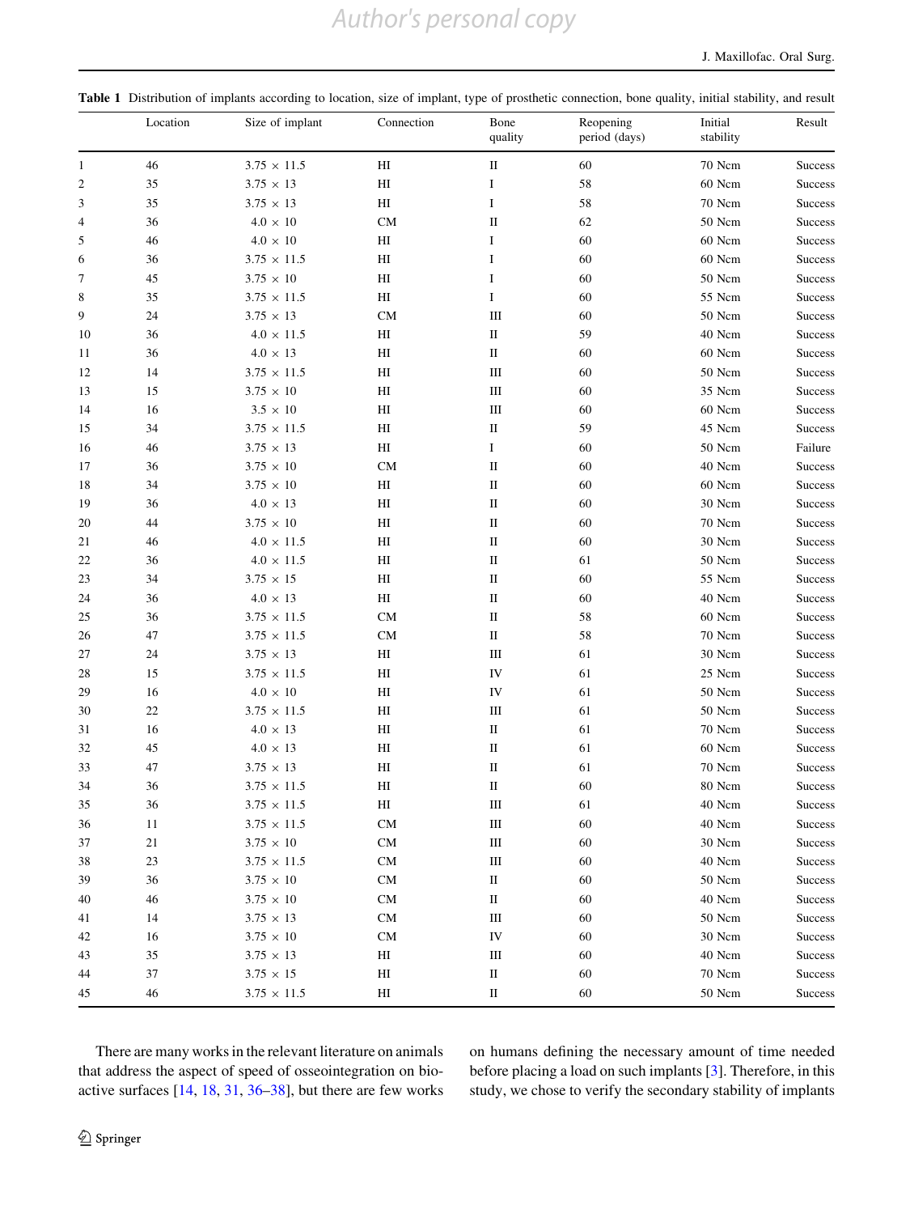**Table 1** Distribution of implants according to location, size of implant, type of prosthetic connection, bone quality, initial stability, and result

| | Location | Size of implant | Connection | Bone quality | Reopening period (days) | Initial stability | Result |
|---|---|---|---|---|---|---|---|
| 1 | 46 | 3.75 × 11.5 | HI | II | 60 | 70 Ncm | Success |
| 2 | 35 | 3.75 × 13 | HI | I | 58 | 60 Ncm | Success |
| 3 | 35 | 3.75 × 13 | HI | I | 58 | 70 Ncm | Success |
| 4 | 36 | 4.0 × 10 | CM | II | 62 | 50 Ncm | Success |
| 5 | 46 | 4.0 × 10 | HI | I | 60 | 60 Ncm | Success |
| 6 | 36 | 3.75 × 11.5 | HI | I | 60 | 60 Ncm | Success |
| 7 | 45 | 3.75 × 10 | HI | I | 60 | 50 Ncm | Success |
| 8 | 35 | 3.75 × 11.5 | HI | I | 60 | 55 Ncm | Success |
| 9 | 24 | 3.75 × 13 | CM | III | 60 | 50 Ncm | Success |
| 10 | 36 | 4.0 × 11.5 | HI | II | 59 | 40 Ncm | Success |
| 11 | 36 | 4.0 × 13 | HI | II | 60 | 60 Ncm | Success |
| 12 | 14 | 3.75 × 11.5 | HI | III | 60 | 50 Ncm | Success |
| 13 | 15 | 3.75 × 10 | HI | III | 60 | 35 Ncm | Success |
| 14 | 16 | 3.5 × 10 | HI | III | 60 | 60 Ncm | Success |
| 15 | 34 | 3.75 × 11.5 | HI | II | 59 | 45 Ncm | Success |
| 16 | 46 | 3.75 × 13 | HI | I | 60 | 50 Ncm | Failure |
| 17 | 36 | 3.75 × 10 | CM | II | 60 | 40 Ncm | Success |
| 18 | 34 | 3.75 × 10 | HI | II | 60 | 60 Ncm | Success |
| 19 | 36 | 4.0 × 13 | HI | II | 60 | 30 Ncm | Success |
| 20 | 44 | 3.75 × 10 | HI | II | 60 | 70 Ncm | Success |
| 21 | 46 | 4.0 × 11.5 | HI | II | 60 | 30 Ncm | Success |
| 22 | 36 | 4.0 × 11.5 | HI | II | 61 | 50 Ncm | Success |
| 23 | 34 | 3.75 × 15 | HI | II | 60 | 55 Ncm | Success |
| 24 | 36 | 4.0 × 13 | HI | II | 60 | 40 Ncm | Success |
| 25 | 36 | 3.75 × 11.5 | CM | II | 58 | 60 Ncm | Success |
| 26 | 47 | 3.75 × 11.5 | CM | II | 58 | 70 Ncm | Success |
| 27 | 24 | 3.75 × 13 | HI | III | 61 | 30 Ncm | Success |
| 28 | 15 | 3.75 × 11.5 | HI | IV | 61 | 25 Ncm | Success |
| 29 | 16 | 4.0 × 10 | HI | IV | 61 | 50 Ncm | Success |
| 30 | 22 | 3.75 × 11.5 | HI | III | 61 | 50 Ncm | Success |
| 31 | 16 | 4.0 × 13 | HI | II | 61 | 70 Ncm | Success |
| 32 | 45 | 4.0 × 13 | HI | II | 61 | 60 Ncm | Success |
| 33 | 47 | 3.75 × 13 | HI | II | 61 | 70 Ncm | Success |
| 34 | 36 | 3.75 × 11.5 | HI | II | 60 | 80 Ncm | Success |
| 35 | 36 | 3.75 × 11.5 | HI | III | 61 | 40 Ncm | Success |
| 36 | 11 | 3.75 × 11.5 | CM | III | 60 | 40 Ncm | Success |
| 37 | 21 | 3.75 × 10 | CM | III | 60 | 30 Ncm | Success |
| 38 | 23 | 3.75 × 11.5 | CM | III | 60 | 40 Ncm | Success |
| 39 | 36 | 3.75 × 10 | CM | II | 60 | 50 Ncm | Success |
| 40 | 46 | 3.75 × 10 | CM | II | 60 | 40 Ncm | Success |
| 41 | 14 | 3.75 × 13 | CM | III | 60 | 50 Ncm | Success |
| 42 | 16 | 3.75 × 10 | CM | IV | 60 | 30 Ncm | Success |
| 43 | 35 | 3.75 × 13 | HI | III | 60 | 40 Ncm | Success |
| 44 | 37 | 3.75 × 15 | HI | II | 60 | 70 Ncm | Success |
| 45 | 46 | 3.75 × 11.5 | HI | II | 60 | 50 Ncm | Success |

There are many works in the relevant literature on animals that address the aspect of speed of osseointegration on bioactive surfaces [14, 18, 31, 36–38], but there are few works on humans defining the necessary amount of time needed before placing a load on such implants [3]. Therefore, in this study, we chose to verify the secondary stability of implants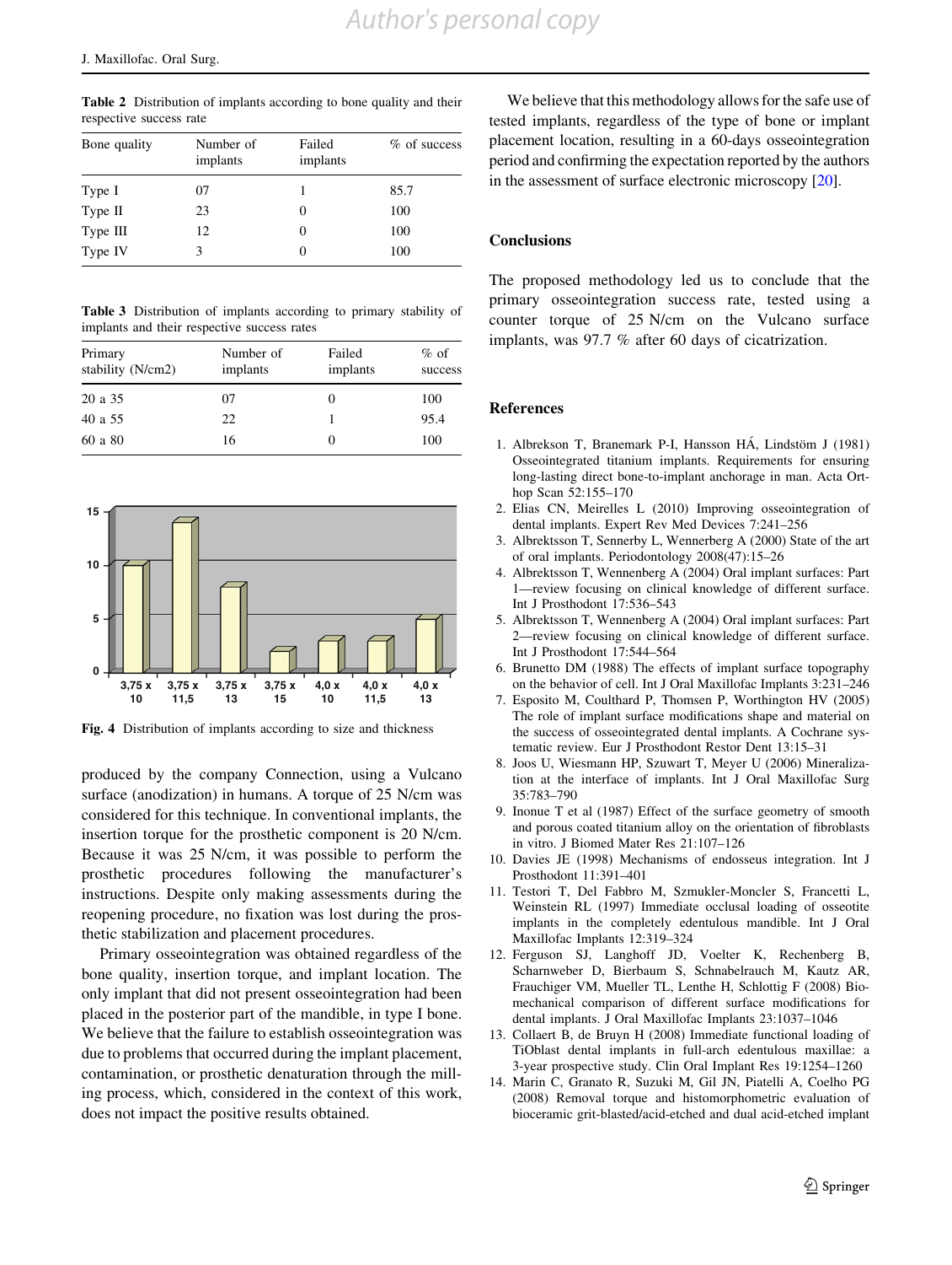**Table 2** Distribution of implants according to bone quality and their respective success rate

| Bone quality | Number of implants | Failed implants | % of success |
|---|---|---|---|
| Type I | 07 | 1 | 85.7 |
| Type II | 23 | 0 | 100 |
| Type III | 12 | 0 | 100 |
| Type IV | 3 | 0 | 100 |

**Table 3** Distribution of implants according to primary stability of implants and their respective success rates

| Primary stability (N/cm2) | Number of implants | Failed implants | % of success |
|---|---|---|---|
| 20 a 35 | 07 | 0 | 100 |
| 40 a 55 | 22 | 1 | 95.4 |
| 60 a 80 | 16 | 0 | 100 |

**Fig. 4** Distribution of implants according to size and thickness

produced by the company Connection, using a Vulcano surface (anodization) in humans. A torque of 25 N/cm was considered for this technique. In conventional implants, the insertion torque for the prosthetic component is 20 N/cm. Because it was 25 N/cm, it was possible to perform the prosthetic procedures following the manufacturer's instructions. Despite only making assessments during the reopening procedure, no fixation was lost during the prosthetic stabilization and placement procedures.

Primary osseointegration was obtained regardless of the bone quality, insertion torque, and implant location. The only implant that did not present osseointegration had been placed in the posterior part of the mandible, in type I bone. We believe that the failure to establish osseointegration was due to problems that occurred during the implant placement, contamination, or prosthetic denaturation through the milling process, which, considered in the context of this work, does not impact the positive results obtained.

We believe that this methodology allows for the safe use of tested implants, regardless of the type of bone or implant placement location, resulting in a 60-days osseointegration period and confirming the expectation reported by the authors in the assessment of surface electronic microscopy [20].

## Conclusions

The proposed methodology led us to conclude that the primary osseointegration success rate, tested using a counter torque of 25 N/cm on the Vulcano surface implants, was 97.7 % after 60 days of cicatrization.

## References

1. Albrekson T, Branemark P-I, Hansson HÁ, Lindstöm J (1981) Osseointegrated titanium implants. Requirements for ensuring long-lasting direct bone-to-implant anchorage in man. Acta Orthop Scan 52:155–170
2. Elias CN, Meirelles L (2010) Improving osseointegration of dental implants. Expert Rev Med Devices 7:241–256
3. Albrektsson T, Sennerby L, Wennerberg A (2000) State of the art of oral implants. Periodontology 2008(47):15–26
4. Albrektsson T, Wennenberg A (2004) Oral implant surfaces: Part 1—review focusing on clinical knowledge of different surface. Int J Prosthodont 17:536–543
5. Albrektsson T, Wennenberg A (2004) Oral implant surfaces: Part 2—review focusing on clinical knowledge of different surface. Int J Prosthodont 17:544–564
6. Brunetto DM (1988) The effects of implant surface topography on the behavior of cell. Int J Oral Maxillofac Implants 3:231–246
7. Esposito M, Coulthard P, Thomsen P, Worthington HV (2005) The role of implant surface modifications shape and material on the success of osseointegrated dental implants. A Cochrane systematic review. Eur J Prosthodont Restor Dent 13:15–31
8. Joos U, Wiesmann HP, Szuwart T, Meyer U (2006) Mineralization at the interface of implants. Int J Oral Maxillofac Surg 35:783–790
9. Inonue T et al (1987) Effect of the surface geometry of smooth and porous coated titanium alloy on the orientation of fibroblasts in vitro. J Biomed Mater Res 21:107–126
10. Davies JE (1998) Mechanisms of endosseus integration. Int J Prosthodont 11:391–401
11. Testori T, Del Fabbro M, Szmukler-Moncler S, Francetti L, Weinstein RL (1997) Immediate occlusal loading of osseotite implants in the completely edentulous mandible. Int J Oral Maxillofac Implants 12:319–324
12. Ferguson SJ, Langhoff JD, Voelter K, Rechenberg B, Scharnweber D, Bierbaum S, Schnabelrauch M, Kautz AR, Frauchiger VM, Mueller TL, Lenthe H, Schlottig F (2008) Biomechanical comparison of different surface modifications for dental implants. J Oral Maxillofac Implants 23:1037–1046
13. Collaert B, de Bruyn H (2008) Immediate functional loading of TiOblast dental implants in full-arch edentulous maxillae: a 3-year prospective study. Clin Oral Implant Res 19:1254–1260
14. Marin C, Granato R, Suzuki M, Gil JN, Piatelli A, Coelho PG (2008) Removal torque and histomorphometric evaluation of bioceramic grit-blasted/acid-etched and dual acid-etched implant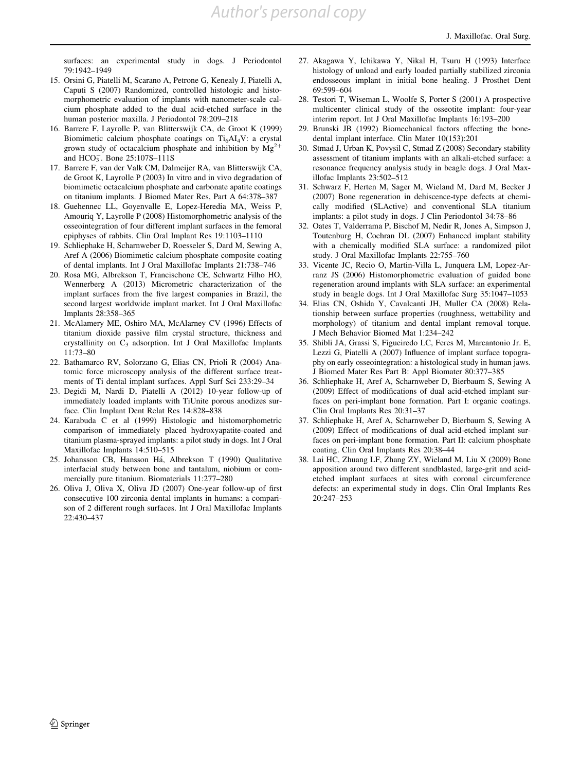surfaces: an experimental study in dogs. J Periodontol 79:1942–1949

15. Orsini G, Piatelli M, Scarano A, Petrone G, Kenealy J, Piatelli A, Caputi S (2007) Randomized, controlled histologic and histomorphometric evaluation of implants with nanometer-scale calcium phosphate added to the dual acid-etched surface in the human posterior maxilla. J Periodontol 78:209–218
16. Barrere F, Layrolle P, van Blitterswijk CA, de Groot K (1999) Biomimetic calcium phosphate coatings on $Ti_6AI_4V$: a crystal grown study of octacalcium phosphate and inhibition by $Mg^{2+}$ and $HCO_3^-$. Bone 25:107S–111S
17. Barrere F, van der Valk CM, Dalmeijer RA, van Blitterswijk CA, de Groot K, Layrolle P (2003) In vitro and in vivo degradation of biomimetic octacalcium phosphate and carbonate apatite coatings on titanium implants. J Biomed Mater Res, Part A 64:378–387
18. Guehennec LL, Goyenvalle E, Lopez-Heredia MA, Weiss P, Amouriq Y, Layrolle P (2008) Histomorphometric analysis of the osseointegration of four different implant surfaces in the femoral epiphyses of rabbits. Clin Oral Implant Res 19:1103–1110
19. Schliephake H, Scharnweber D, Roesseler S, Dard M, Sewing A, Aref A (2006) Biomimetic calcium phosphate composite coating of dental implants. Int J Oral Maxillofac Implants 21:738–746
20. Rosa MG, Albrekson T, Francischone CE, Schwartz Filho HO, Wennerberg A (2013) Micrometric characterization of the implant surfaces from the five largest companies in Brazil, the second largest worldwide implant market. Int J Oral Maxillofac Implants 28:358–365
21. McAlamery ME, Oshiro MA, McAlarney CV (1996) Effects of titanium dioxide passive film crystal structure, thickness and crystallinity on $C_3$ adsorption. Int J Oral Maxillofac Implants 11:73–80
22. Bathamarco RV, Solorzano G, Elias CN, Prioli R (2004) Anatomic force microscopy analysis of the different surface treatments of Ti dental implant surfaces. Appl Surf Sci 233:29–34
23. Degidi M, Nardi D, Piatelli A (2012) 10-year follow-up of immediately loaded implants with TiUnite porous anodizes surface. Clin Implant Dent Relat Res 14:828–838
24. Karabuda C et al (1999) Histologic and histomorphometric comparison of immediately placed hydroxyapatite-coated and titanium plasma-sprayed implants: a pilot study in dogs. Int J Oral Maxillofac Implants 14:510–515
25. Johansson CB, Hansson Há, Albrekson T (1990) Qualitative interfacial study between bone and tantalum, niobium or commercially pure titanium. Biomaterials 11:277–280
26. Oliva J, Oliva X, Oliva JD (2007) One-year follow-up of first consecutive 100 zirconia dental implants in humans: a comparison of 2 different rough surfaces. Int J Oral Maxillofac Implants 22:430–437
27. Akagawa Y, Ichikawa Y, Nikal H, Tsuru H (1993) Interface histology of unload and early loaded partially stabilized zirconia endosseous implant in initial bone healing. J Prosthet Dent 69:599–604
28. Testori T, Wiseman L, Woolfe S, Porter S (2001) A prospective multicenter clinical study of the osseotite implant: four-year interim report. Int J Oral Maxillofac Implants 16:193–200
29. Brunski JB (1992) Biomechanical factors affecting the bone-dental implant interface. Clin Mater 10(153):201
30. Stmad J, Urban K, Povysil C, Stmad Z (2008) Secondary stability assessment of titanium implants with an alkali-etched surface: a resonance frequency analysis study in beagle dogs. J Oral Maxillofac Implants 23:502–512
31. Schwarz F, Herten M, Sager M, Wieland M, Dard M, Becker J (2007) Bone regeneration in dehiscence-type defects at chemically modified (SLActive) and conventional SLA titanium implants: a pilot study in dogs. J Clin Periodontol 34:78–86
32. Oates T, Valderrama P, Bischof M, Nedir R, Jones A, Simpson J, Toutenburg H, Cochran DL (2007) Enhanced implant stability with a chemically modified SLA surface: a randomized pilot study. J Oral Maxillofac Implants 22:755–760
33. Vicente JC, Recio O, Martin-Villa L, Junquera LM, Lopez-Arranz JS (2006) Histomorphometric evaluation of guided bone regeneration around implants with SLA surface: an experimental study in beagle dogs. Int J Oral Maxillofac Surg 35:1047–1053
34. Elias CN, Oshida Y, Cavalcanti JH, Muller CA (2008) Relationship between surface properties (roughness, wettability and morphology) of titanium and dental implant removal torque. J Mech Behavior Biomed Mat 1:234–242
35. Shibli JA, Grassi S, Figueiredo LC, Feres M, Marcantonio Jr. E, Lezzi G, Piatelli A (2007) Influence of implant surface topography on early osseointegration: a histological study in human jaws. J Biomed Mater Res Part B: Appl Biomater 80:377–385
36. Schliephake H, Aref A, Scharnweber D, Bierbaum S, Sewing A (2009) Effect of modifications of dual acid-etched implant surfaces on peri-implant bone formation. Part I: organic coatings. Clin Oral Implants Res 20:31–37
37. Schliephake H, Aref A, Scharnweber D, Bierbaum S, Sewing A (2009) Effect of modifications of dual acid-etched implant surfaces on peri-implant bone formation. Part II: calcium phosphate coating. Clin Oral Implants Res 20:38–44
38. Lai HC, Zhuang LF, Zhang ZY, Wieland M, Liu X (2009) Bone apposition around two different sandblasted, large-grit and acid-etched implant surfaces at sites with coronal circumference defects: an experimental study in dogs. Clin Oral Implants Res 20:247–253